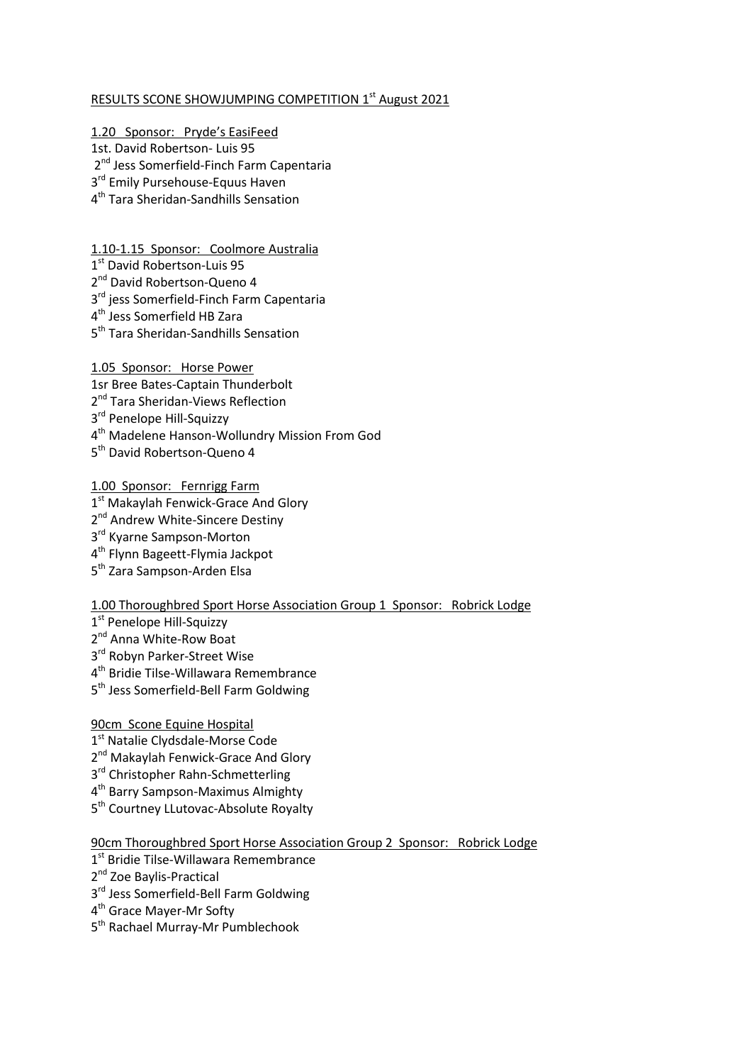RESULTS SCONE SHOWJUMPING COMPETITION 1st August 2021

1.20 Sponsor: Pryde's EasiFeed

1st. David Robertson- Luis 95
2nd Jess Somerfield-Finch Farm Capentaria
3rd Emily Pursehouse-Equus Haven
4th Tara Sheridan-Sandhills Sensation

1.10-1.15 Sponsor: Coolmore Australia

1st David Robertson-Luis 95
2nd David Robertson-Queno 4
3rd jess Somerfield-Finch Farm Capentaria
4th Jess Somerfield HB Zara
5th Tara Sheridan-Sandhills Sensation

1.05 Sponsor: Horse Power

1sr Bree Bates-Captain Thunderbolt
2nd Tara Sheridan-Views Reflection
3rd Penelope Hill-Squizzy
4th Madelene Hanson-Wollundry Mission From God
5th David Robertson-Queno 4

1.00 Sponsor: Fernrigg Farm

1st Makaylah Fenwick-Grace And Glory
2nd Andrew White-Sincere Destiny
3rd Kyarne Sampson-Morton
4th Flynn Bageett-Flymia Jackpot
5th Zara Sampson-Arden Elsa

1.00 Thoroughbred Sport Horse Association Group 1 Sponsor: Robrick Lodge

1st Penelope Hill-Squizzy
2nd Anna White-Row Boat
3rd Robyn Parker-Street Wise
4th Bridie Tilse-Willawara Remembrance
5th Jess Somerfield-Bell Farm Goldwing

90cm Scone Equine Hospital

1st Natalie Clydsdale-Morse Code
2nd Makaylah Fenwick-Grace And Glory
3rd Christopher Rahn-Schmetterling
4th Barry Sampson-Maximus Almighty
5th Courtney LLutovac-Absolute Royalty

90cm Thoroughbred Sport Horse Association Group 2 Sponsor: Robrick Lodge

1st Bridie Tilse-Willawara Remembrance
2nd Zoe Baylis-Practical
3rd Jess Somerfield-Bell Farm Goldwing
4th Grace Mayer-Mr Softy
5th Rachael Murray-Mr Pumblechook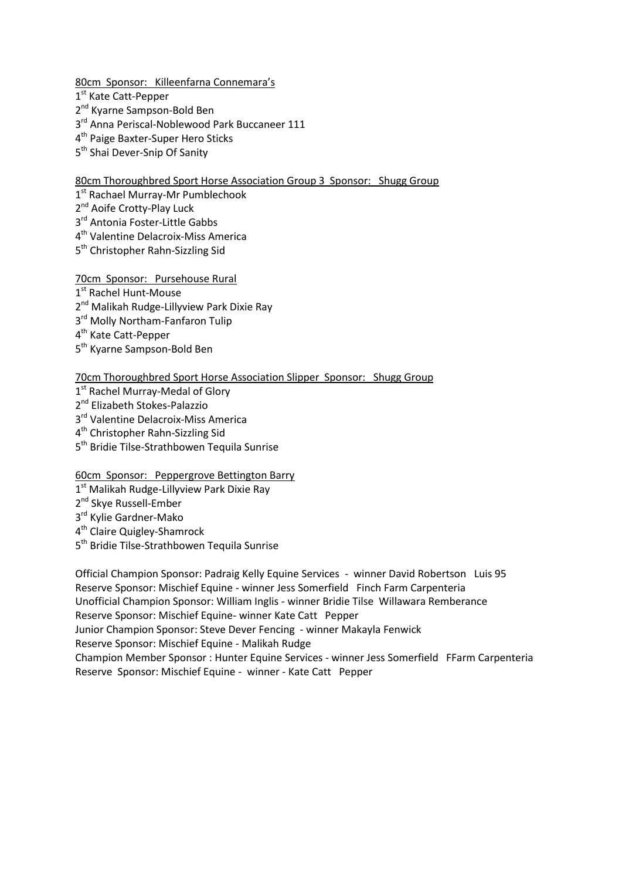<u>80cm Sponsor: Killeenfarna Connemara's</u>

1st Kate Catt-Pepper
2nd Kyarne Sampson-Bold Ben
3rd Anna Periscal-Noblewood Park Buccaneer 111
4th Paige Baxter-Super Hero Sticks
5th Shai Dever-Snip Of Sanity

<u>80cm Thoroughbred Sport Horse Association Group 3 Sponsor: Shugg Group</u>

1st Rachael Murray-Mr Pumblechook
2nd Aoife Crotty-Play Luck
3rd Antonia Foster-Little Gabbs
4th Valentine Delacroix-Miss America
5th Christopher Rahn-Sizzling Sid

<u>70cm Sponsor: Pursehouse Rural</u>

1st Rachel Hunt-Mouse
2nd Malikah Rudge-Lillyview Park Dixie Ray
3rd Molly Northam-Fanfaron Tulip
4th Kate Catt-Pepper
5th Kyarne Sampson-Bold Ben

<u>70cm Thoroughbred Sport Horse Association Slipper Sponsor: Shugg Group</u>

1st Rachel Murray-Medal of Glory
2nd Elizabeth Stokes-Palazzio
3rd Valentine Delacroix-Miss America
4th Christopher Rahn-Sizzling Sid
5th Bridie Tilse-Strathbowen Tequila Sunrise

<u>60cm Sponsor: Peppergrove Bettington Barry</u>

1st Malikah Rudge-Lillyview Park Dixie Ray
2nd Skye Russell-Ember
3rd Kylie Gardner-Mako
4th Claire Quigley-Shamrock
5th Bridie Tilse-Strathbowen Tequila Sunrise

Official Champion Sponsor: Padraig Kelly Equine Services - winner David Robertson Luis 95
Reserve Sponsor: Mischief Equine - winner Jess Somerfield Finch Farm Carpenteria
Unofficial Champion Sponsor: William Inglis - winner Bridie Tilse Willawara Remberance
Reserve Sponsor: Mischief Equine- winner Kate Catt Pepper
Junior Champion Sponsor: Steve Dever Fencing - winner Makayla Fenwick
Reserve Sponsor: Mischief Equine - Malikah Rudge
Champion Member Sponsor : Hunter Equine Services - winner Jess Somerfield FFarm Carpenteria
Reserve Sponsor: Mischief Equine - winner - Kate Catt Pepper